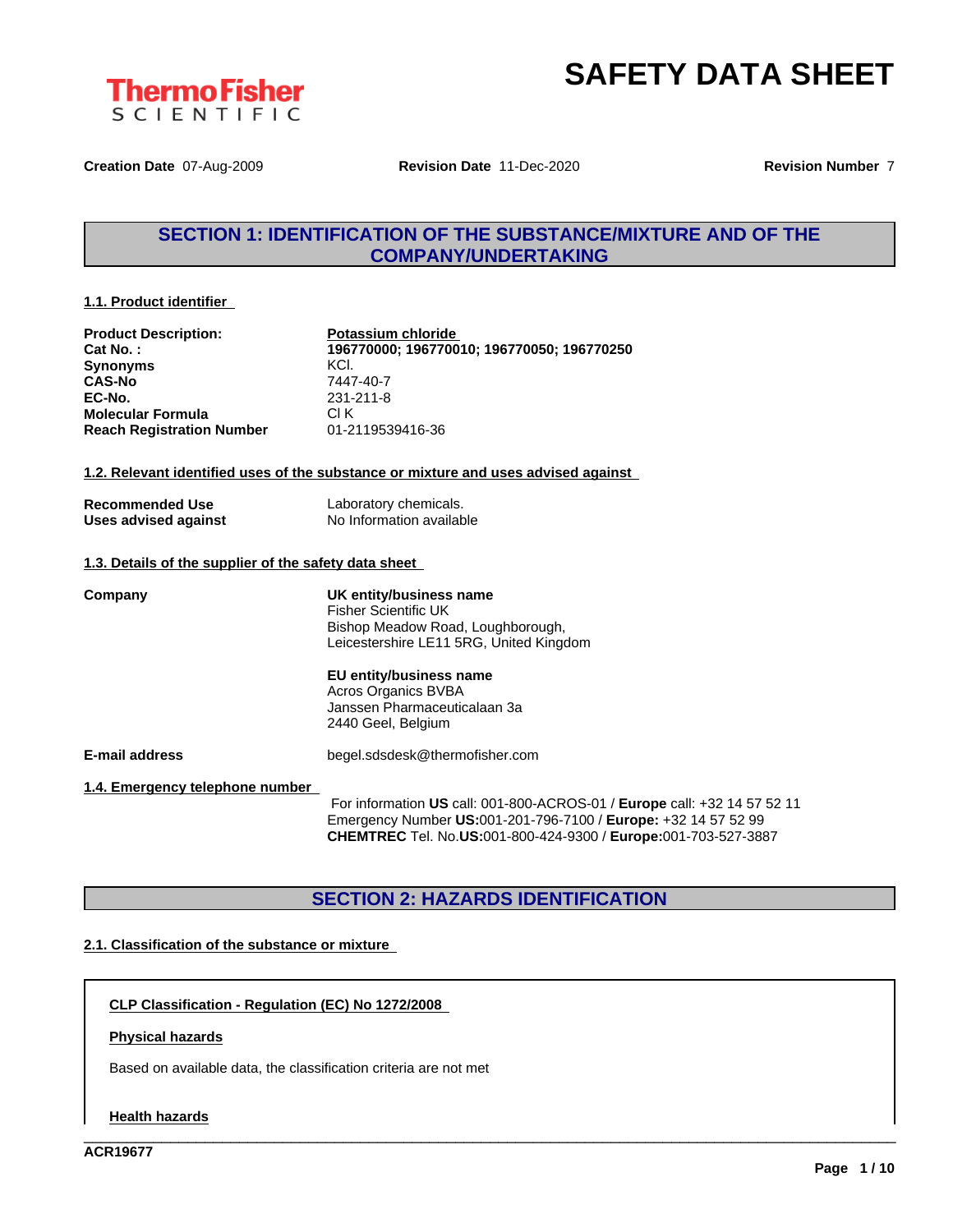**Thermo Fisher SCIENTIFIC**

# SAFETY DATA SHEET

**Creation Date** 07-Aug-2009 **Revision Date** 11-Dec-2020 **Revision Number** 7

## SECTION 1: IDENTIFICATION OF THE SUBSTANCE/MIXTURE AND OF THE COMPANY/UNDERTAKING

### 1.1. Product identifier

| | |
|---|---|
| **Product Description:** | **Potassium chloride** |
| **Cat No. :** | **196770000; 196770010; 196770050; 196770250** |
| **Synonyms** | KCl. |
| **CAS-No** | 7447-40-7 |
| **EC-No.** | 231-211-8 |
| **Molecular Formula** | Cl K |
| **Reach Registration Number** | 01-2119539416-36 |

### 1.2. Relevant identified uses of the substance or mixture and uses advised against

| | |
|---|---|
| **Recommended Use** | Laboratory chemicals. |
| **Uses advised against** | No Information available |

### 1.3. Details of the supplier of the safety data sheet

**Company**

**UK entity/business name**
Fisher Scientific UK
Bishop Meadow Road, Loughborough,
Leicestershire LE11 5RG, United Kingdom

**EU entity/business name**
Acros Organics BVBA
Janssen Pharmaceuticalaan 3a
2440 Geel, Belgium

**E-mail address** begel.sdsdesk@thermofisher.com

### 1.4. Emergency telephone number

For information **US** call: 001-800-ACROS-01 / **Europe** call: +32 14 57 52 11
Emergency Number **US:**001-201-796-7100 / **Europe:** +32 14 57 52 99
**CHEMTREC** Tel. No.**US:**001-800-424-9300 / **Europe:**001-703-527-3887

## SECTION 2: HAZARDS IDENTIFICATION

### 2.1. Classification of the substance or mixture

**CLP Classification - Regulation (EC) No 1272/2008**

**Physical hazards**

Based on available data, the classification criteria are not met

**Health hazards**

ACR19677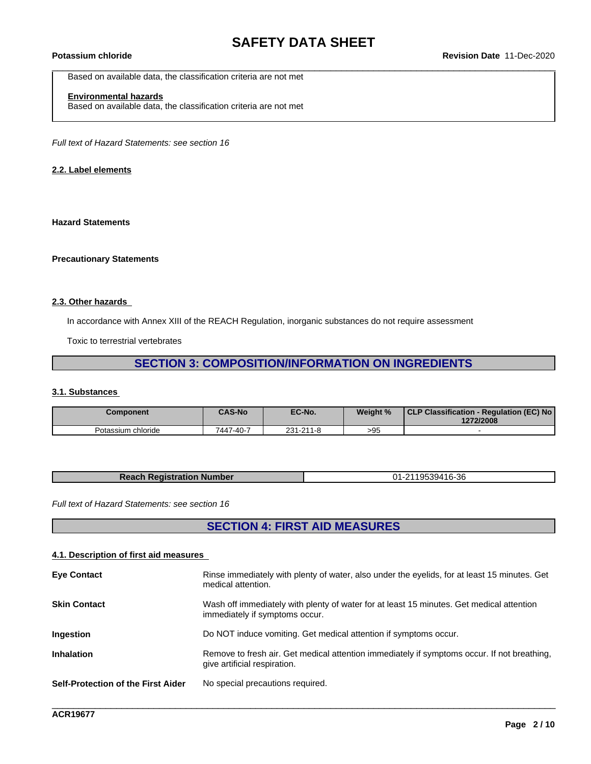Based on available data, the classification criteria are not met

**Environmental hazards**
Based on available data, the classification criteria are not met

*Full text of Hazard Statements: see section 16*

### 2.2. Label elements

**Hazard Statements**

**Precautionary Statements**

### 2.3. Other hazards

In accordance with Annex XIII of the REACH Regulation, inorganic substances do not require assessment

Toxic to terrestrial vertebrates

## SECTION 3: COMPOSITION/INFORMATION ON INGREDIENTS

### 3.1. Substances

| Component | CAS-No | EC-No. | Weight % | CLP Classification - Regulation (EC) No 1272/2008 |
|---|---|---|---|---|
| Potassium chloride | 7447-40-7 | 231-211-8 | >95 | - |

| Reach Registration Number | 01-2119539416-36 |
|---|---|

*Full text of Hazard Statements: see section 16*

## SECTION 4: FIRST AID MEASURES

### 4.1. Description of first aid measures

**Eye Contact** Rinse immediately with plenty of water, also under the eyelids, for at least 15 minutes. Get medical attention.

**Skin Contact** Wash off immediately with plenty of water for at least 15 minutes. Get medical attention immediately if symptoms occur.

**Ingestion** Do NOT induce vomiting. Get medical attention if symptoms occur.

**Inhalation** Remove to fresh air. Get medical attention immediately if symptoms occur. If not breathing, give artificial respiration.

**Self-Protection of the First Aider** No special precautions required.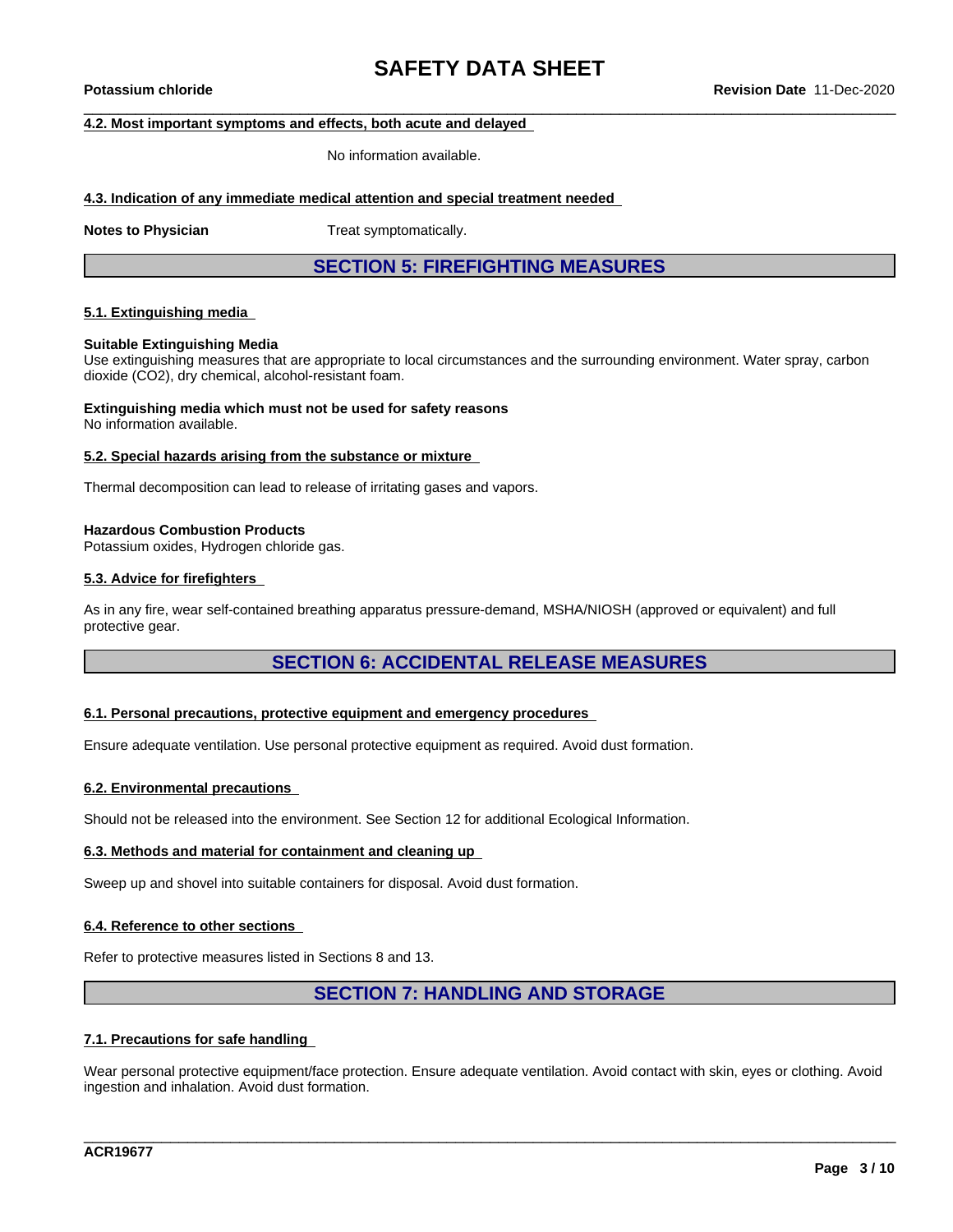#### 4.2. Most important symptoms and effects, both acute and delayed

No information available.

#### 4.3. Indication of any immediate medical attention and special treatment needed

**Notes to Physician** Treat symptomatically.

## SECTION 5: FIREFIGHTING MEASURES

#### 5.1. Extinguishing media

**Suitable Extinguishing Media**
Use extinguishing measures that are appropriate to local circumstances and the surrounding environment. Water spray, carbon dioxide (CO2), dry chemical, alcohol-resistant foam.

**Extinguishing media which must not be used for safety reasons**
No information available.

#### 5.2. Special hazards arising from the substance or mixture

Thermal decomposition can lead to release of irritating gases and vapors.

**Hazardous Combustion Products**
Potassium oxides, Hydrogen chloride gas.

#### 5.3. Advice for firefighters

As in any fire, wear self-contained breathing apparatus pressure-demand, MSHA/NIOSH (approved or equivalent) and full protective gear.

## SECTION 6: ACCIDENTAL RELEASE MEASURES

#### 6.1. Personal precautions, protective equipment and emergency procedures

Ensure adequate ventilation. Use personal protective equipment as required. Avoid dust formation.

#### 6.2. Environmental precautions

Should not be released into the environment. See Section 12 for additional Ecological Information.

#### 6.3. Methods and material for containment and cleaning up

Sweep up and shovel into suitable containers for disposal. Avoid dust formation.

#### 6.4. Reference to other sections

Refer to protective measures listed in Sections 8 and 13.

## SECTION 7: HANDLING AND STORAGE

#### 7.1. Precautions for safe handling

Wear personal protective equipment/face protection. Ensure adequate ventilation. Avoid contact with skin, eyes or clothing. Avoid ingestion and inhalation. Avoid dust formation.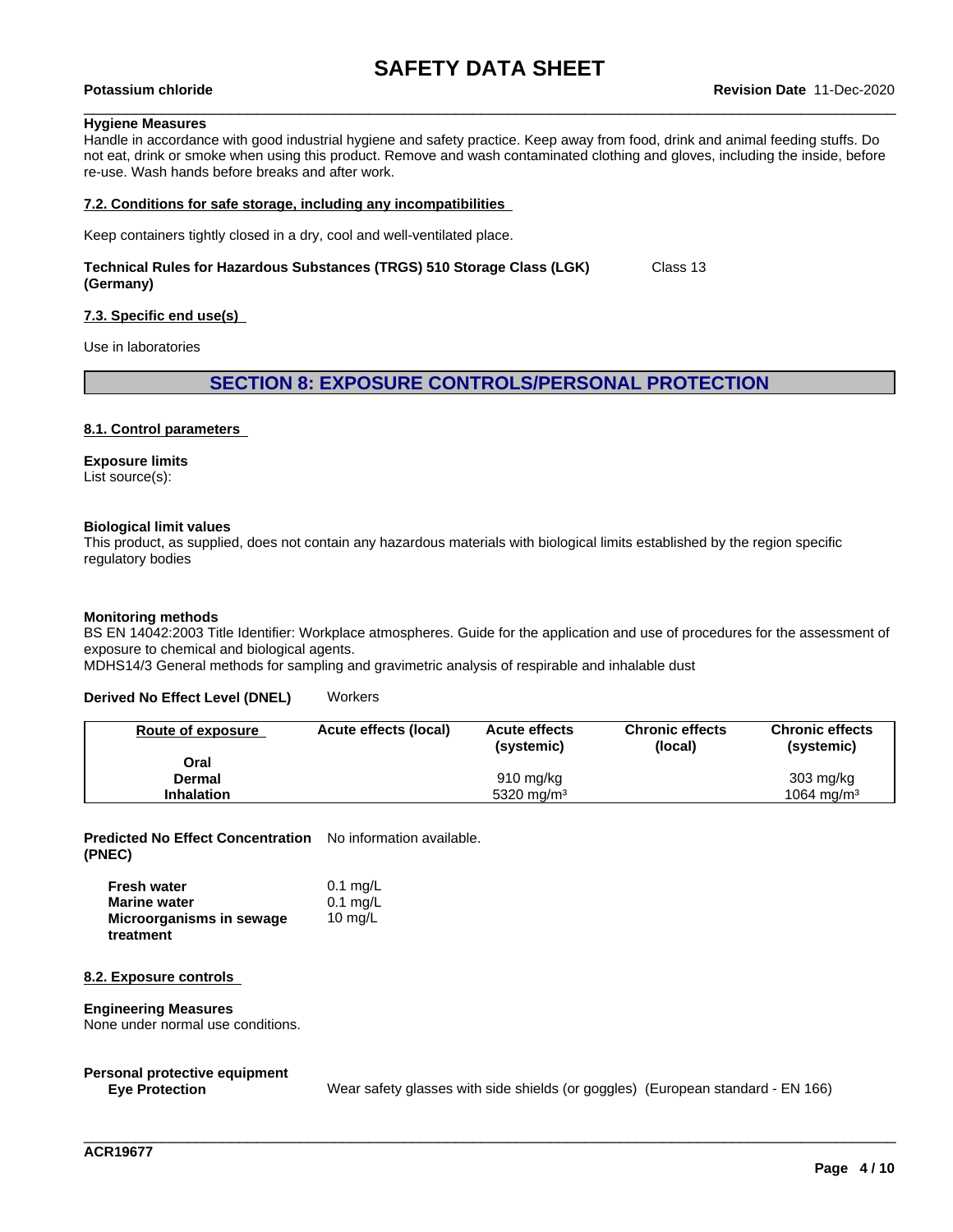**Hygiene Measures**
Handle in accordance with good industrial hygiene and safety practice. Keep away from food, drink and animal feeding stuffs. Do not eat, drink or smoke when using this product. Remove and wash contaminated clothing and gloves, including the inside, before re-use. Wash hands before breaks and after work.

**7.2. Conditions for safe storage, including any incompatibilities**

Keep containers tightly closed in a dry, cool and well-ventilated place.

**Technical Rules for Hazardous Substances (TRGS) 510 Storage Class (LGK) (Germany)** Class 13

**7.3. Specific end use(s)**

Use in laboratories

## SECTION 8: EXPOSURE CONTROLS/PERSONAL PROTECTION

**8.1. Control parameters**

**Exposure limits**
List source(s):

**Biological limit values**
This product, as supplied, does not contain any hazardous materials with biological limits established by the region specific regulatory bodies

**Monitoring methods**
BS EN 14042:2003 Title Identifier: Workplace atmospheres. Guide for the application and use of procedures for the assessment of exposure to chemical and biological agents.
MDHS14/3 General methods for sampling and gravimetric analysis of respirable and inhalable dust

**Derived No Effect Level (DNEL)** Workers

| Route of exposure | Acute effects (local) | Acute effects (systemic) | Chronic effects (local) | Chronic effects (systemic) |
|---|---|---|---|---|
| Oral | | | | |
| Dermal | | 910 mg/kg | | 303 mg/kg |
| Inhalation | | 5320 mg/m³ | | 1064 mg/m³ |

**Predicted No Effect Concentration (PNEC)** No information available.

| | |
|---|---|
| **Fresh water** | 0.1 mg/L |
| **Marine water** | 0.1 mg/L |
| **Microorganisms in sewage treatment** | 10 mg/L |

**8.2. Exposure controls**

**Engineering Measures**
None under normal use conditions.

**Personal protective equipment**

**Eye Protection** Wear safety glasses with side shields (or goggles) (European standard - EN 166)

ACR19677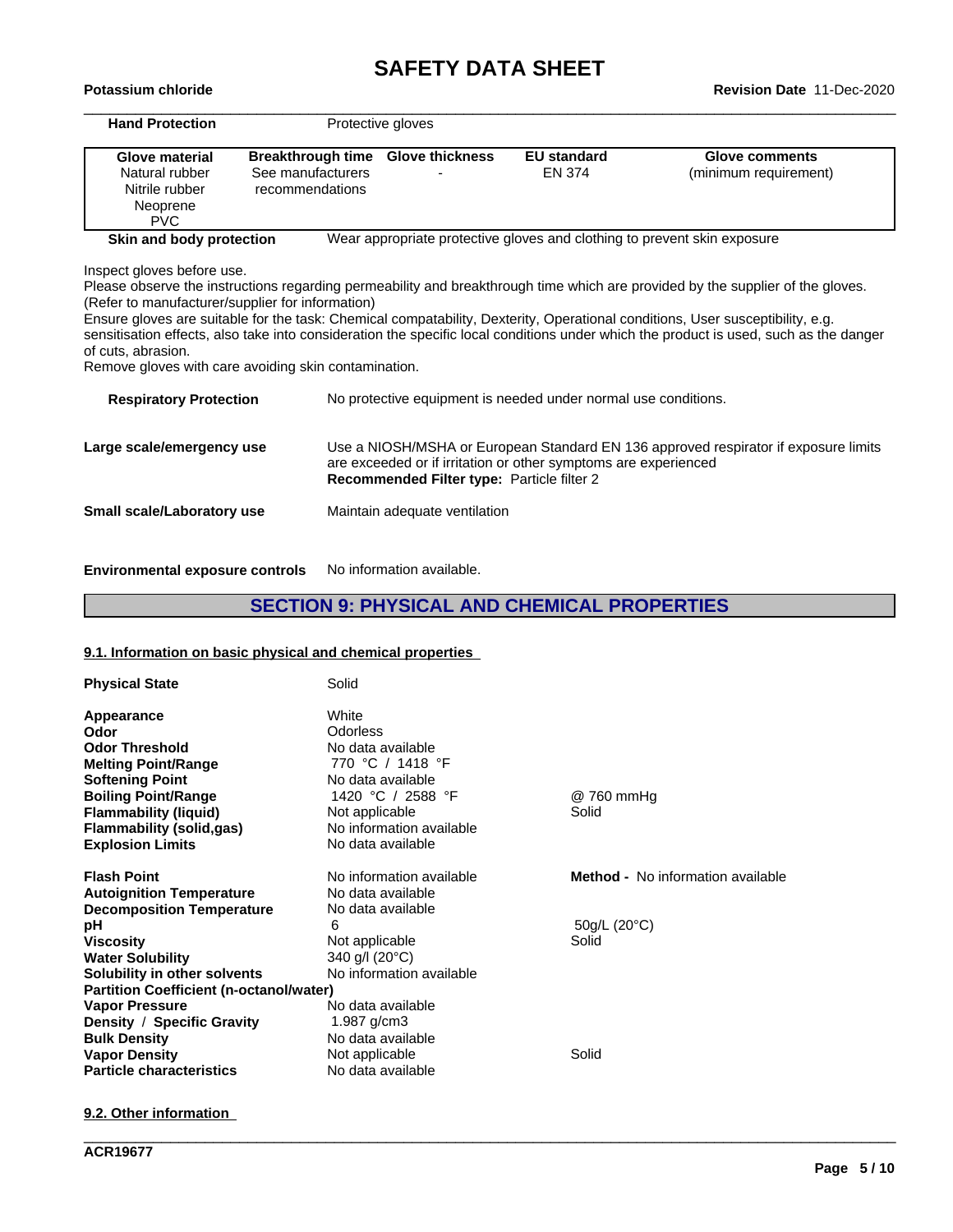**Hand Protection** Protective gloves

| Glove material | Breakthrough time | Glove thickness | EU standard | Glove comments |
|---|---|---|---|---|
| Natural rubber<br>Nitrile rubber<br>Neoprene<br>PVC | See manufacturers recommendations | - | EN 374 | (minimum requirement) |

**Skin and body protection** Wear appropriate protective gloves and clothing to prevent skin exposure

Inspect gloves before use.
Please observe the instructions regarding permeability and breakthrough time which are provided by the supplier of the gloves. (Refer to manufacturer/supplier for information)
Ensure gloves are suitable for the task: Chemical compatability, Dexterity, Operational conditions, User susceptibility, e.g. sensitisation effects, also take into consideration the specific local conditions under which the product is used, such as the danger of cuts, abrasion.
Remove gloves with care avoiding skin contamination.

**Respiratory Protection** No protective equipment is needed under normal use conditions.

**Large scale/emergency use** Use a NIOSH/MSHA or European Standard EN 136 approved respirator if exposure limits are exceeded or if irritation or other symptoms are experienced
**Recommended Filter type:** Particle filter 2

**Small scale/Laboratory use** Maintain adequate ventilation

**Environmental exposure controls** No information available.

## SECTION 9: PHYSICAL AND CHEMICAL PROPERTIES

### 9.1. Information on basic physical and chemical properties

| | | |
|---|---|---|
| **Physical State** | Solid | |
| **Appearance** | White | |
| **Odor** | Odorless | |
| **Odor Threshold** | No data available | |
| **Melting Point/Range** | 770 °C / 1418 °F | |
| **Softening Point** | No data available | |
| **Boiling Point/Range** | 1420 °C / 2588 °F | @ 760 mmHg |
| **Flammability (liquid)** | Not applicable | Solid |
| **Flammability (solid,gas)** | No information available | |
| **Explosion Limits** | No data available | |
| **Flash Point** | No information available | **Method -** No information available |
| **Autoignition Temperature** | No data available | |
| **Decomposition Temperature** | No data available | |
| **pH** | 6 | 50g/L (20°C) |
| **Viscosity** | Not applicable | Solid |
| **Water Solubility** | 340 g/l (20°C) | |
| **Solubility in other solvents** | No information available | |
| **Partition Coefficient (n-octanol/water)** | | |
| **Vapor Pressure** | No data available | |
| **Density / Specific Gravity** | 1.987 g/cm3 | |
| **Bulk Density** | No data available | |
| **Vapor Density** | Not applicable | Solid |
| **Particle characteristics** | No data available | |

### 9.2. Other information

ACR19677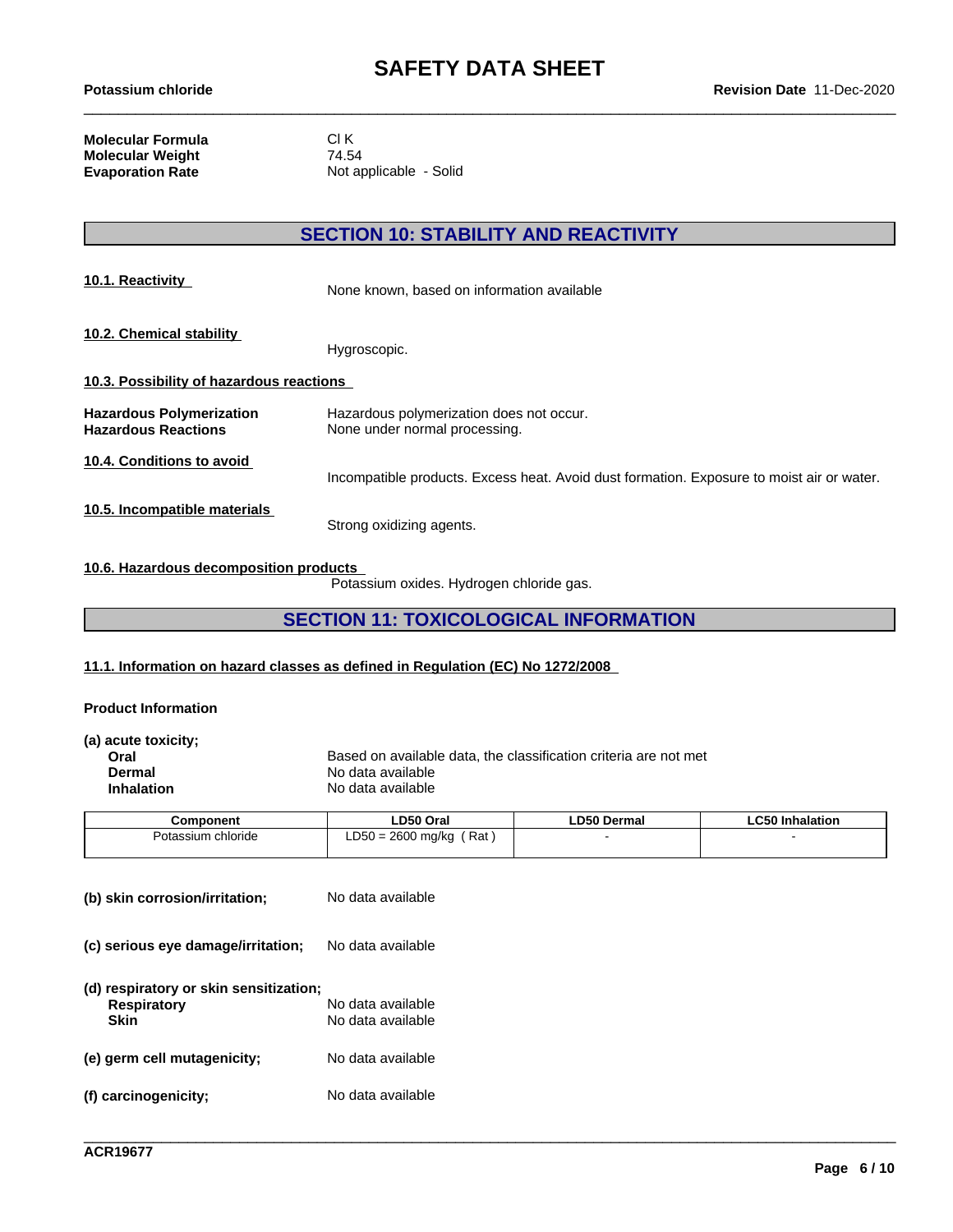| | |
|---|---|
| **Molecular Formula** | Cl K |
| **Molecular Weight** | 74.54 |
| **Evaporation Rate** | Not applicable - Solid |

## SECTION 10: STABILITY AND REACTIVITY

**10.1. Reactivity**

None known, based on information available

**10.2. Chemical stability**

Hygroscopic.

**10.3. Possibility of hazardous reactions**

| | |
|---|---|
| **Hazardous Polymerization** | Hazardous polymerization does not occur. |
| **Hazardous Reactions** | None under normal processing. |

**10.4. Conditions to avoid**

Incompatible products. Excess heat. Avoid dust formation. Exposure to moist air or water.

**10.5. Incompatible materials**

Strong oxidizing agents.

**10.6. Hazardous decomposition products**

Potassium oxides. Hydrogen chloride gas.

## SECTION 11: TOXICOLOGICAL INFORMATION

**11.1. Information on hazard classes as defined in Regulation (EC) No 1272/2008**

**Product Information**

**(a) acute toxicity;**

| | |
|---|---|
| **Oral** | Based on available data, the classification criteria are not met |
| **Dermal** | No data available |
| **Inhalation** | No data available |

| Component | LD50 Oral | LD50 Dermal | LC50 Inhalation |
|---|---|---|---|
| Potassium chloride | LD50 = 2600 mg/kg ( Rat ) | - | - |

**(b) skin corrosion/irritation;** No data available

**(c) serious eye damage/irritation;** No data available

**(d) respiratory or skin sensitization;**

| | |
|---|---|
| **Respiratory** | No data available |
| **Skin** | No data available |

**(e) germ cell mutagenicity;** No data available

**(f) carcinogenicity;** No data available

ACR19677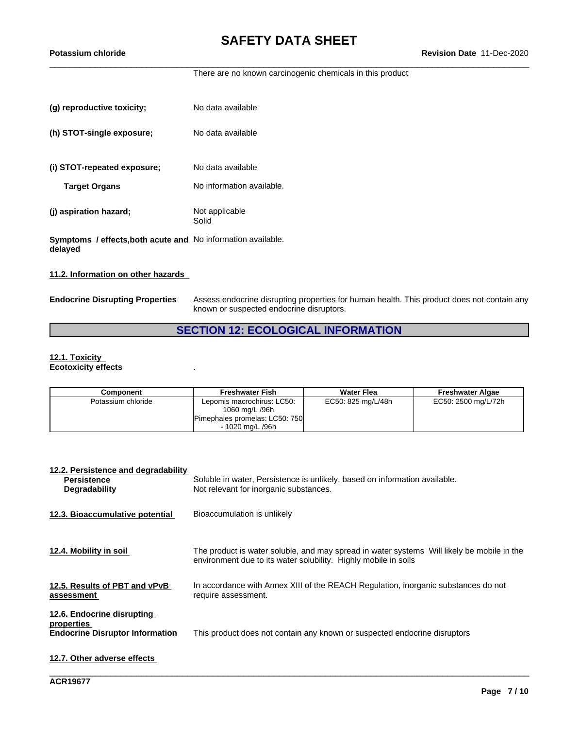There are no known carcinogenic chemicals in this product

**(g) reproductive toxicity;** No data available

**(h) STOT-single exposure;** No data available

**(i) STOT-repeated exposure;** No data available

**Target Organs** No information available.

**(j) aspiration hazard;** Not applicable
Solid

**Symptoms / effects,both acute and delayed** No information available.

**11.2. Information on other hazards**

**Endocrine Disrupting Properties** Assess endocrine disrupting properties for human health. This product does not contain any known or suspected endocrine disruptors.

## SECTION 12: ECOLOGICAL INFORMATION

**12.1. Toxicity**
**Ecotoxicity effects** .

| Component | Freshwater Fish | Water Flea | Freshwater Algae |
|---|---|---|---|
| Potassium chloride | Lepomis macrochirus: LC50: 1060 mg/L /96h<br>Pimephales promelas: LC50: 750 - 1020 mg/L /96h | EC50: 825 mg/L/48h | EC50: 2500 mg/L/72h |

**12.2. Persistence and degradability**
**Persistence** Soluble in water, Persistence is unlikely, based on information available.
**Degradability** Not relevant for inorganic substances.

**12.3. Bioaccumulative potential** Bioaccumulation is unlikely

**12.4. Mobility in soil** The product is water soluble, and may spread in water systems Will likely be mobile in the environment due to its water solubility. Highly mobile in soils

**12.5. Results of PBT and vPvB assessment** In accordance with Annex XIII of the REACH Regulation, inorganic substances do not require assessment.

**12.6. Endocrine disrupting properties**
**Endocrine Disruptor Information** This product does not contain any known or suspected endocrine disruptors

**12.7. Other adverse effects**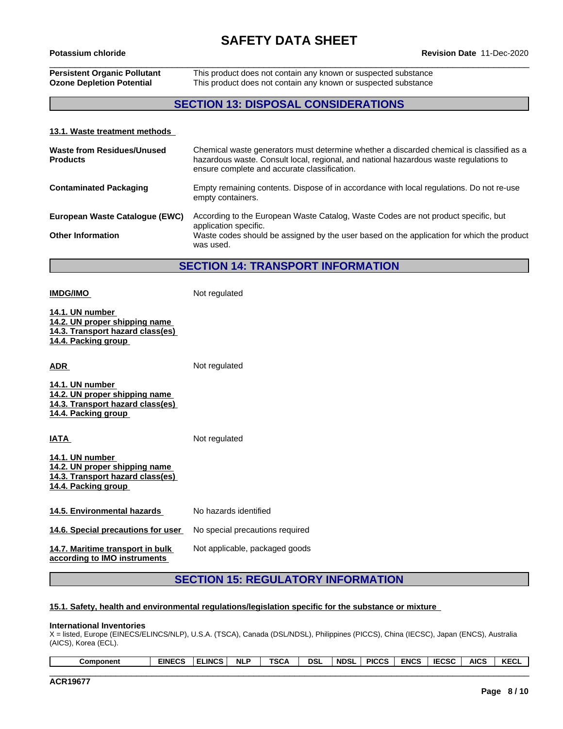| | |
|---|---|
| **Persistent Organic Pollutant** | This product does not contain any known or suspected substance |
| **Ozone Depletion Potential** | This product does not contain any known or suspected substance |

## SECTION 13: DISPOSAL CONSIDERATIONS

### 13.1. Waste treatment methods

| | |
|---|---|
| **Waste from Residues/Unused Products** | Chemical waste generators must determine whether a discarded chemical is classified as a hazardous waste. Consult local, regional, and national hazardous waste regulations to ensure complete and accurate classification. |
| **Contaminated Packaging** | Empty remaining contents. Dispose of in accordance with local regulations. Do not re-use empty containers. |
| **European Waste Catalogue (EWC)** | According to the European Waste Catalog, Waste Codes are not product specific, but application specific. |
| **Other Information** | Waste codes should be assigned by the user based on the application for which the product was used. |

## SECTION 14: TRANSPORT INFORMATION

**IMDG/IMO** Not regulated

14.1. UN number
14.2. UN proper shipping name
14.3. Transport hazard class(es)
14.4. Packing group

**ADR** Not regulated

14.1. UN number
14.2. UN proper shipping name
14.3. Transport hazard class(es)
14.4. Packing group

**IATA** Not regulated

14.1. UN number
14.2. UN proper shipping name
14.3. Transport hazard class(es)
14.4. Packing group

| | |
|---|---|
| **14.5. Environmental hazards** | No hazards identified |
| **14.6. Special precautions for user** | No special precautions required |
| **14.7. Maritime transport in bulk according to IMO instruments** | Not applicable, packaged goods |

## SECTION 15: REGULATORY INFORMATION

### 15.1. Safety, health and environmental regulations/legislation specific for the substance or mixture

**International Inventories**
X = listed, Europe (EINECS/ELINCS/NLP), U.S.A. (TSCA), Canada (DSL/NDSL), Philippines (PICCS), China (IECSC), Japan (ENCS), Australia (AICS), Korea (ECL).

| Component | EINECS | ELINCS | NLP | TSCA | DSL | NDSL | PICCS | ENCS | IECSC | AICS | KECL |
|---|---|---|---|---|---|---|---|---|---|---|---|

ACR19677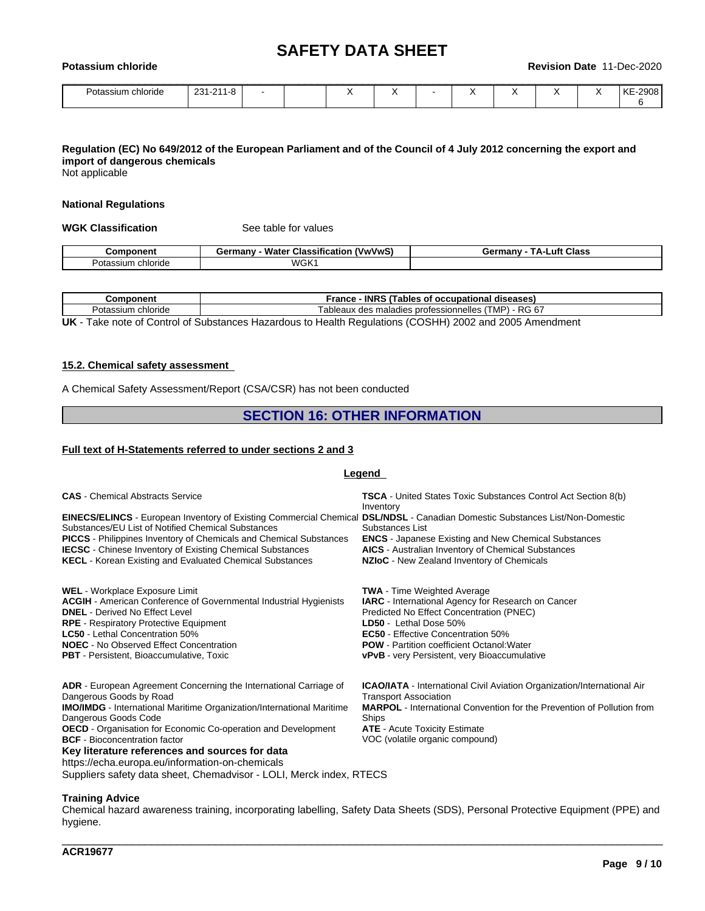| Potassium chloride | 231-211-8 | - | | X | X | - | X | X | X | X | KE-29086 |
|---|---|---|---|---|---|---|---|---|---|---|---|

**Regulation (EC) No 649/2012 of the European Parliament and of the Council of 4 July 2012 concerning the export and import of dangerous chemicals**

Not applicable

**National Regulations**

**WGK Classification** See table for values

| Component | Germany - Water Classification (VwVwS) | Germany - TA-Luft Class |
|---|---|---|
| Potassium chloride | WGK1 | |

| Component | France - INRS (Tables of occupational diseases) |
|---|---|
| Potassium chloride | Tableaux des maladies professionnelles (TMP) - RG 67 |

**UK** - Take note of Control of Substances Hazardous to Health Regulations (COSHH) 2002 and 2005 Amendment

### 15.2. Chemical safety assessment

A Chemical Safety Assessment/Report (CSA/CSR) has not been conducted

## SECTION 16: OTHER INFORMATION

### Full text of H-Statements referred to under sections 2 and 3

**Legend**

**CAS** - Chemical Abstracts Service
**EINECS/ELINCS** - European Inventory of Existing Commercial Chemical Substances/EU List of Notified Chemical Substances
**PICCS** - Philippines Inventory of Chemicals and Chemical Substances
**IECSC** - Chinese Inventory of Existing Chemical Substances
**KECL** - Korean Existing and Evaluated Chemical Substances
**TSCA** - United States Toxic Substances Control Act Section 8(b) Inventory
**DSL/NDSL** - Canadian Domestic Substances List/Non-Domestic Substances List
**ENCS** - Japanese Existing and New Chemical Substances
**AICS** - Australian Inventory of Chemical Substances
**NZIoC** - New Zealand Inventory of Chemicals

**WEL** - Workplace Exposure Limit
**ACGIH** - American Conference of Governmental Industrial Hygienists
**DNEL** - Derived No Effect Level
**RPE** - Respiratory Protective Equipment
**LC50** - Lethal Concentration 50%
**NOEC** - No Observed Effect Concentration
**PBT** - Persistent, Bioaccumulative, Toxic
**TWA** - Time Weighted Average
**IARC** - International Agency for Research on Cancer
Predicted No Effect Concentration (PNEC)
**LD50** - Lethal Dose 50%
**EC50** - Effective Concentration 50%
**POW** - Partition coefficient Octanol:Water
**vPvB** - very Persistent, very Bioaccumulative

**ADR** - European Agreement Concerning the International Carriage of Dangerous Goods by Road
**IMO/IMDG** - International Maritime Organization/International Maritime Dangerous Goods Code
**OECD** - Organisation for Economic Co-operation and Development
**BCF** - Bioconcentration factor
**ICAO/IATA** - International Civil Aviation Organization/International Air Transport Association
**MARPOL** - International Convention for the Prevention of Pollution from Ships
**ATE** - Acute Toxicity Estimate
VOC (volatile organic compound)

**Key literature references and sources for data**
https://echa.europa.eu/information-on-chemicals
Suppliers safety data sheet, Chemadvisor - LOLI, Merck index, RTECS

**Training Advice**

Chemical hazard awareness training, incorporating labelling, Safety Data Sheets (SDS), Personal Protective Equipment (PPE) and hygiene.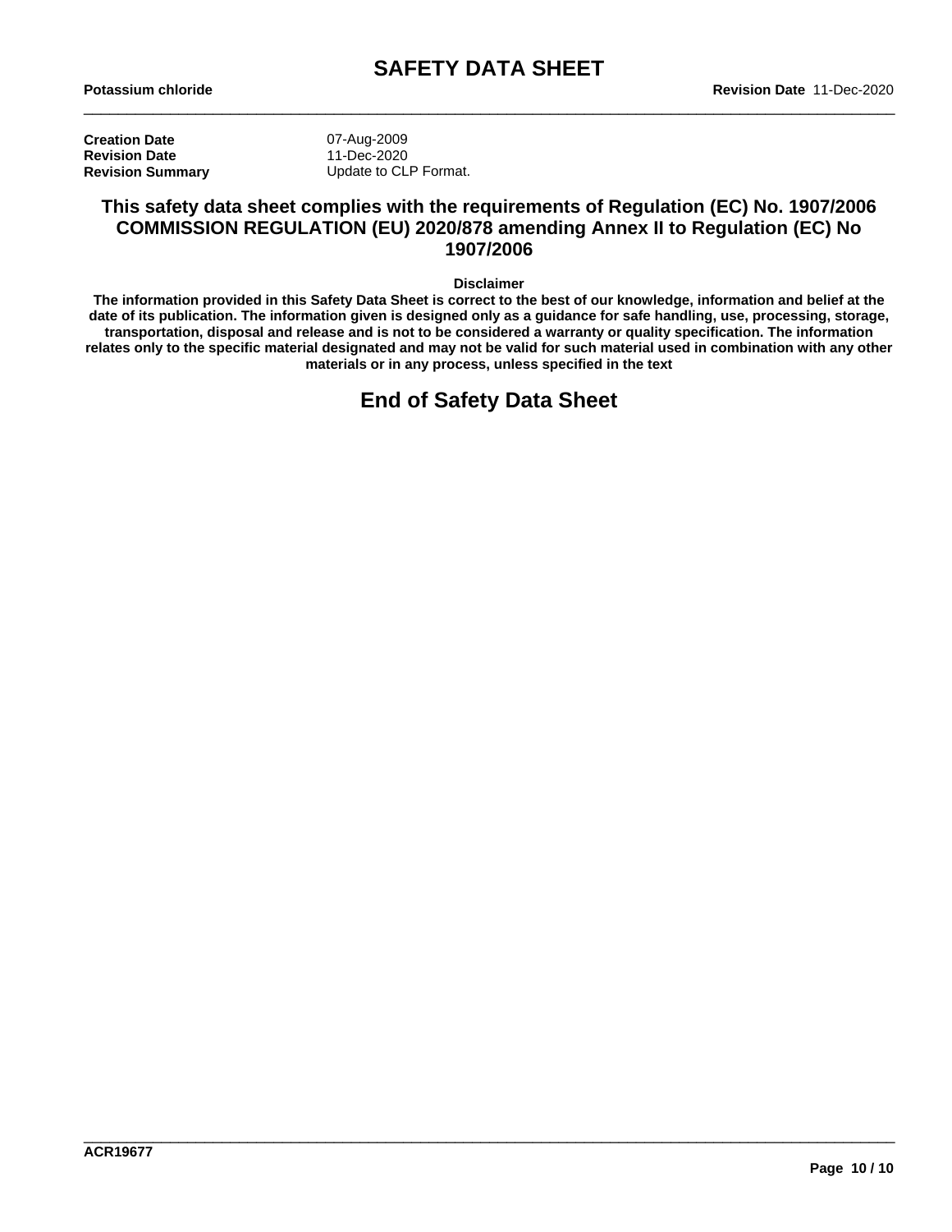| | |
|---|---|
| **Creation Date** | 07-Aug-2009 |
| **Revision Date** | 11-Dec-2020 |
| **Revision Summary** | Update to CLP Format. |

## This safety data sheet complies with the requirements of Regulation (EC) No. 1907/2006 COMMISSION REGULATION (EU) 2020/878 amending Annex II to Regulation (EC) No 1907/2006

**Disclaimer**

**The information provided in this Safety Data Sheet is correct to the best of our knowledge, information and belief at the date of its publication. The information given is designed only as a guidance for safe handling, use, processing, storage, transportation, disposal and release and is not to be considered a warranty or quality specification. The information relates only to the specific material designated and may not be valid for such material used in combination with any other materials or in any process, unless specified in the text**

## End of Safety Data Sheet